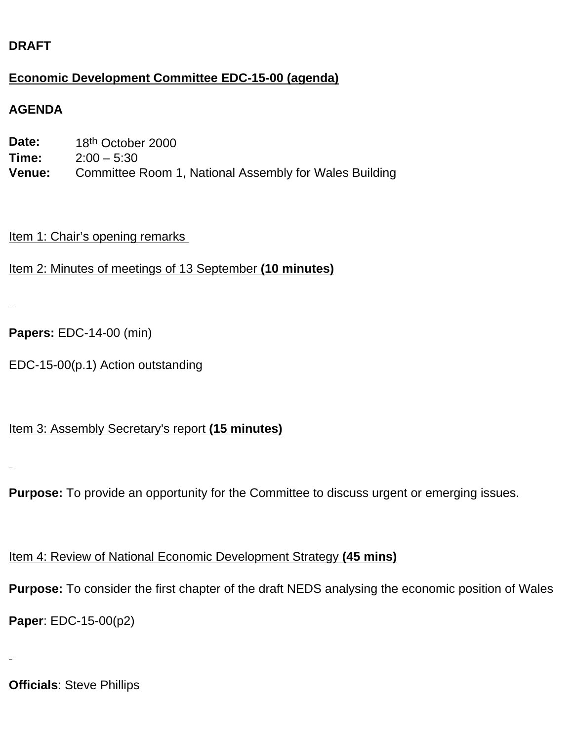**DRAFT**

**Economic Development Committee EDC-15-00 (agenda)**

**AGENDA**

**Date:** 18th October 2000
**Time:** 2:00 – 5:30
**Venue:** Committee Room 1, National Assembly for Wales Building

Item 1: Chair's opening remarks

Item 2: Minutes of meetings of 13 September **(10 minutes)**

**Papers:** EDC-14-00 (min)

EDC-15-00(p.1) Action outstanding

Item 3: Assembly Secretary's report **(15 minutes)**

**Purpose:** To provide an opportunity for the Committee to discuss urgent or emerging issues.

Item 4: Review of National Economic Development Strategy **(45 mins)**

**Purpose:** To consider the first chapter of the draft NEDS analysing the economic position of Wales

**Paper**: EDC-15-00(p2)

**Officials**: Steve Phillips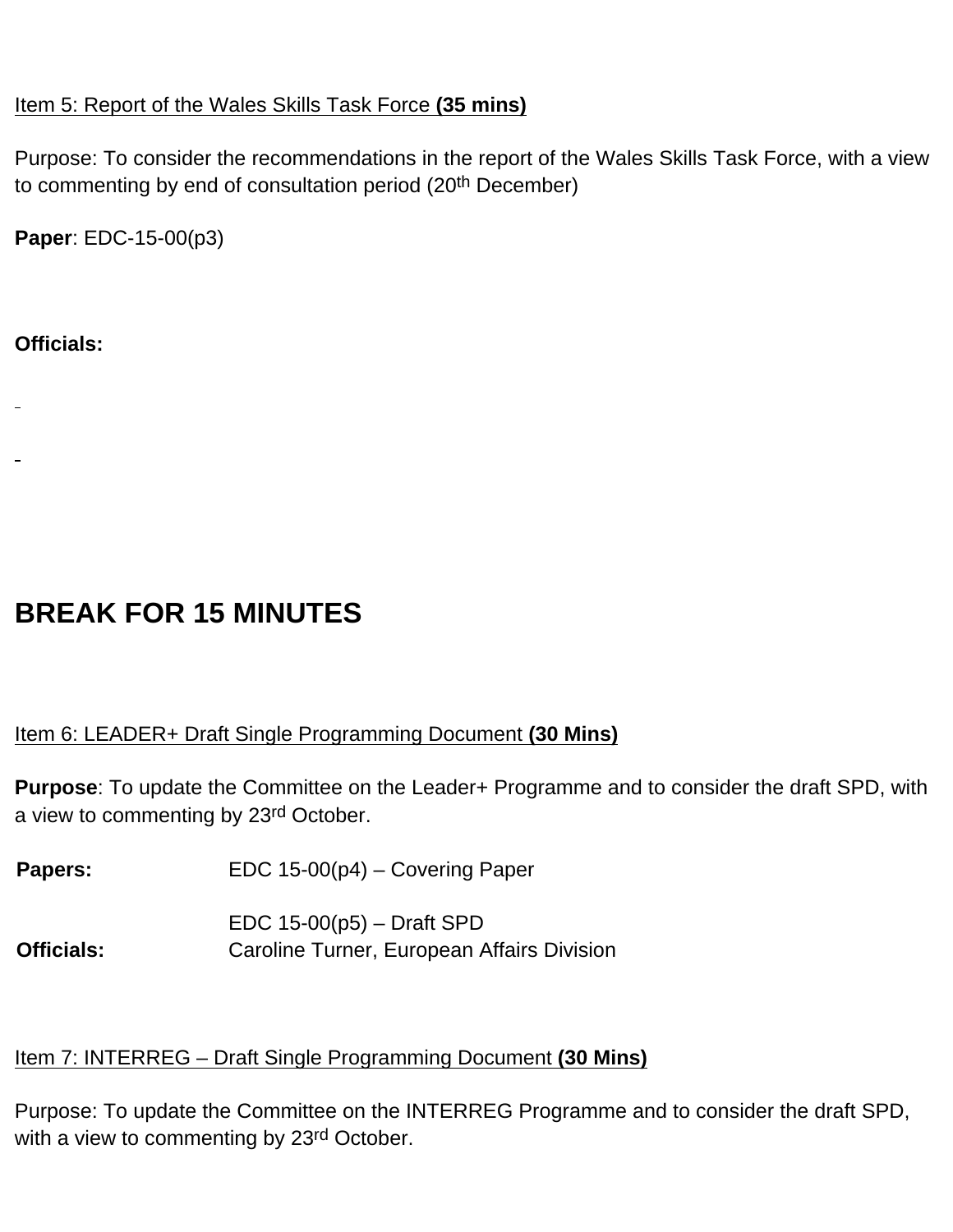Item 5: Report of the Wales Skills Task Force **(35 mins)**

Purpose: To consider the recommendations in the report of the Wales Skills Task Force, with a view to commenting by end of consultation period (20th December)

**Paper**: EDC-15-00(p3)

**Officials:**

# BREAK FOR 15 MINUTES

Item 6: LEADER+ Draft Single Programming Document **(30 Mins)**

**Purpose**: To update the Committee on the Leader+ Programme and to consider the draft SPD, with a view to commenting by 23rd October.

**Papers:** EDC 15-00(p4) – Covering Paper

EDC 15-00(p5) – Draft SPD

**Officials:** Caroline Turner, European Affairs Division

Item 7: INTERREG – Draft Single Programming Document **(30 Mins)**

Purpose: To update the Committee on the INTERREG Programme and to consider the draft SPD, with a view to commenting by 23rd October.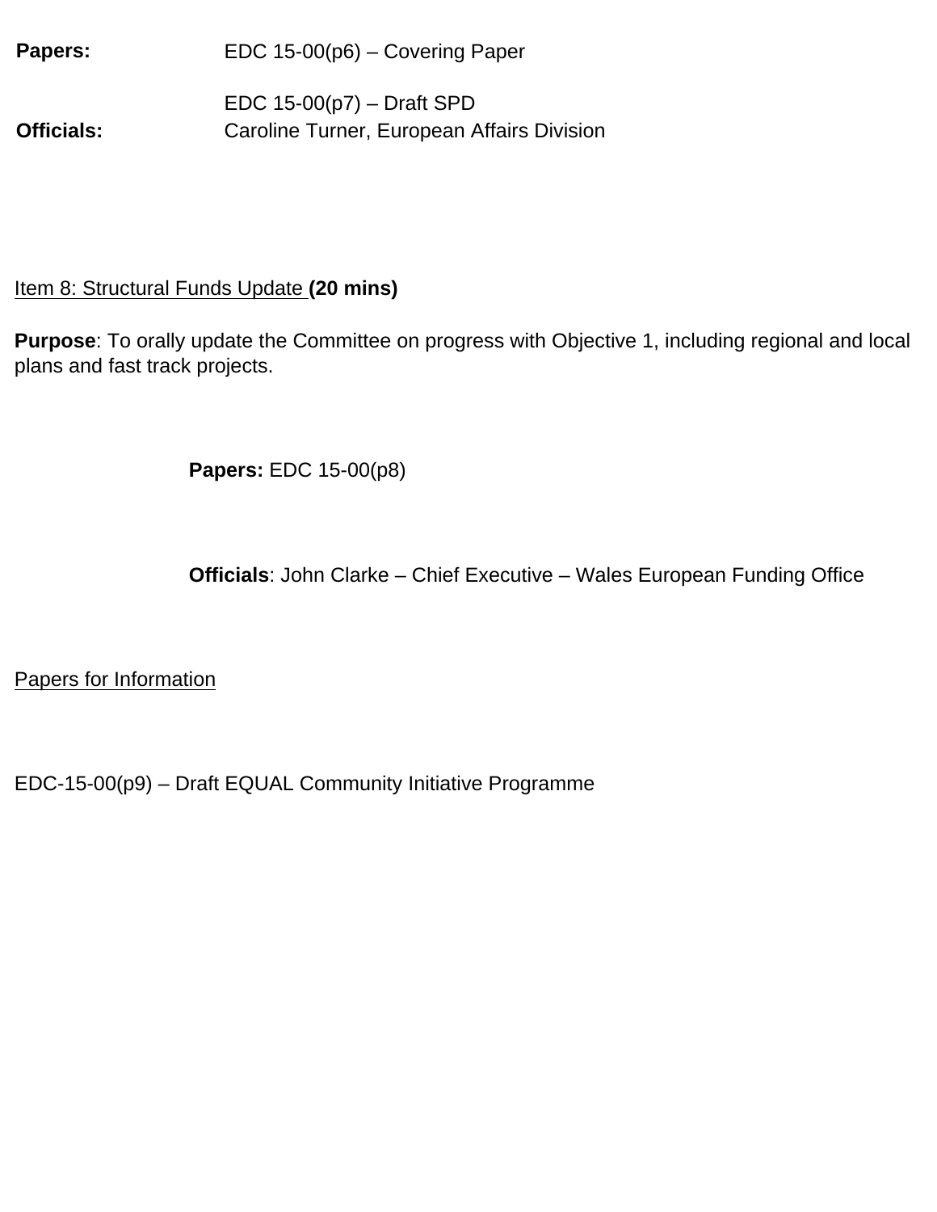**Papers:** EDC 15-00(p6) – Covering Paper

EDC 15-00(p7) – Draft SPD

**Officials:** Caroline Turner, European Affairs Division

Item 8: Structural Funds Update **(20 mins)**

**Purpose**: To orally update the Committee on progress with Objective 1, including regional and local plans and fast track projects.

**Papers:** EDC 15-00(p8)

**Officials**: John Clarke – Chief Executive – Wales European Funding Office

Papers for Information

EDC-15-00(p9) – Draft EQUAL Community Initiative Programme